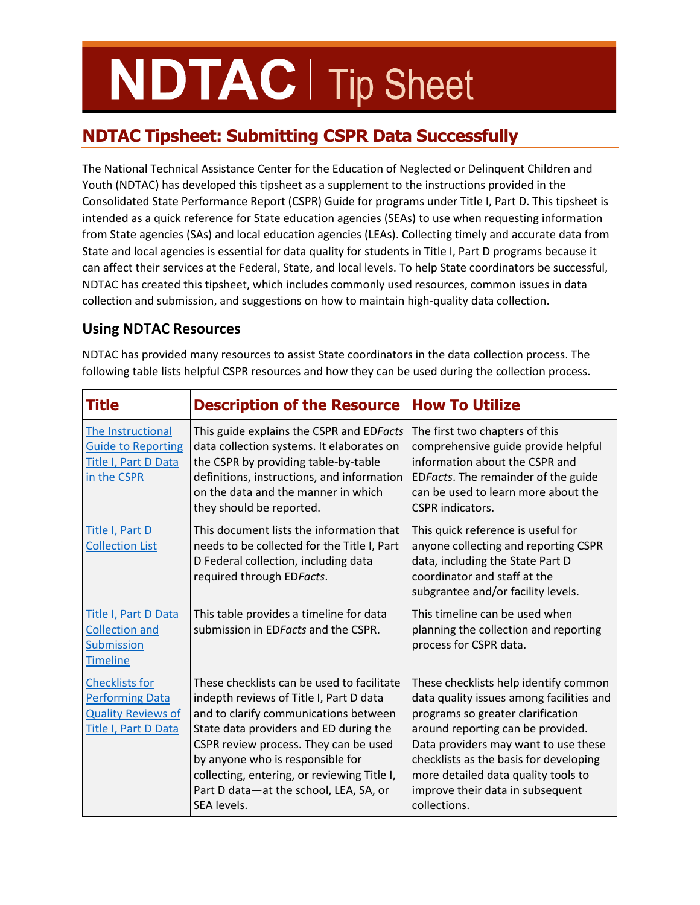# NDTAC Tip Sheet

## NDTAC Tipsheet: Submitting CSPR Data Successfully

The National Technical Assistance Center for the Education of Neglected or Delinquent Children and Youth (NDTAC) has developed this tipsheet as a supplement to the instructions provided in the Consolidated State Performance Report (CSPR) Guide for programs under Title I, Part D. This tipsheet is intended as a quick reference for State education agencies (SEAs) to use when requesting information from State agencies (SAs) and local education agencies (LEAs). Collecting timely and accurate data from State and local agencies is essential for data quality for students in Title I, Part D programs because it can affect their services at the Federal, State, and local levels. To help State coordinators be successful, NDTAC has created this tipsheet, which includes commonly used resources, common issues in data collection and submission, and suggestions on how to maintain high-quality data collection.

### Using NDTAC Resources

NDTAC has provided many resources to assist State coordinators in the data collection process. The following table lists helpful CSPR resources and how they can be used during the collection process.

| Title | Description of the Resource | How To Utilize |
| --- | --- | --- |
| The Instructional Guide to Reporting Title I, Part D Data in the CSPR | This guide explains the CSPR and ED*Facts* data collection systems. It elaborates on the CSPR by providing table-by-table definitions, instructions, and information on the data and the manner in which they should be reported. | The first two chapters of this comprehensive guide provide helpful information about the CSPR and ED*Facts*. The remainder of the guide can be used to learn more about the CSPR indicators. |
| Title I, Part D Collection List | This document lists the information that needs to be collected for the Title I, Part D Federal collection, including data required through ED*Facts*. | This quick reference is useful for anyone collecting and reporting CSPR data, including the State Part D coordinator and staff at the subgrantee and/or facility levels. |
| Title I, Part D Data Collection and Submission Timeline | This table provides a timeline for data submission in ED*Facts* and the CSPR. | This timeline can be used when planning the collection and reporting process for CSPR data. |
| Checklists for Performing Data Quality Reviews of Title I, Part D Data | These checklists can be used to facilitate indepth reviews of Title I, Part D data and to clarify communications between State data providers and ED during the CSPR review process. They can be used by anyone who is responsible for collecting, entering, or reviewing Title I, Part D data—at the school, LEA, SA, or SEA levels. | These checklists help identify common data quality issues among facilities and programs so greater clarification around reporting can be provided. Data providers may want to use these checklists as the basis for developing more detailed data quality tools to improve their data in subsequent collections. |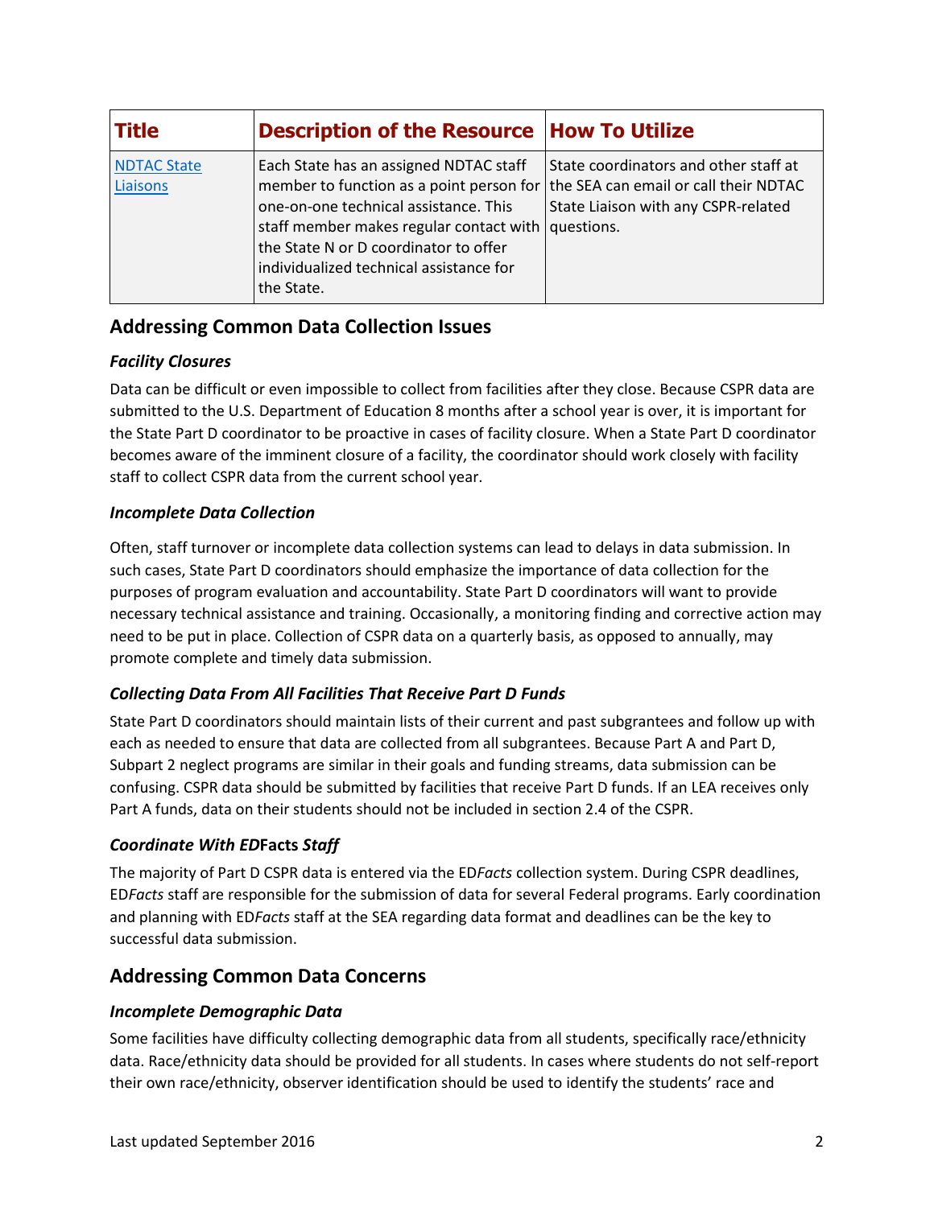| Title | Description of the Resource | How To Utilize |
|---|---|---|
| NDTAC State Liaisons | Each State has an assigned NDTAC staff member to function as a point person for one-on-one technical assistance. This staff member makes regular contact with the State N or D coordinator to offer individualized technical assistance for the State. | State coordinators and other staff at the SEA can email or call their NDTAC State Liaison with any CSPR-related questions. |

## Addressing Common Data Collection Issues

### *Facility Closures*

Data can be difficult or even impossible to collect from facilities after they close. Because CSPR data are submitted to the U.S. Department of Education 8 months after a school year is over, it is important for the State Part D coordinator to be proactive in cases of facility closure. When a State Part D coordinator becomes aware of the imminent closure of a facility, the coordinator should work closely with facility staff to collect CSPR data from the current school year.

### *Incomplete Data Collection*

Often, staff turnover or incomplete data collection systems can lead to delays in data submission. In such cases, State Part D coordinators should emphasize the importance of data collection for the purposes of program evaluation and accountability. State Part D coordinators will want to provide necessary technical assistance and training. Occasionally, a monitoring finding and corrective action may need to be put in place. Collection of CSPR data on a quarterly basis, as opposed to annually, may promote complete and timely data submission.

### *Collecting Data From All Facilities That Receive Part D Funds*

State Part D coordinators should maintain lists of their current and past subgrantees and follow up with each as needed to ensure that data are collected from all subgrantees. Because Part A and Part D, Subpart 2 neglect programs are similar in their goals and funding streams, data submission can be confusing. CSPR data should be submitted by facilities that receive Part D funds. If an LEA receives only Part A funds, data on their students should not be included in section 2.4 of the CSPR.

### *Coordinate With ED*Facts *Staff*

The majority of Part D CSPR data is entered via the ED*Facts* collection system. During CSPR deadlines, ED*Facts* staff are responsible for the submission of data for several Federal programs. Early coordination and planning with ED*Facts* staff at the SEA regarding data format and deadlines can be the key to successful data submission.

## Addressing Common Data Concerns

### *Incomplete Demographic Data*

Some facilities have difficulty collecting demographic data from all students, specifically race/ethnicity data. Race/ethnicity data should be provided for all students. In cases where students do not self-report their own race/ethnicity, observer identification should be used to identify the students' race and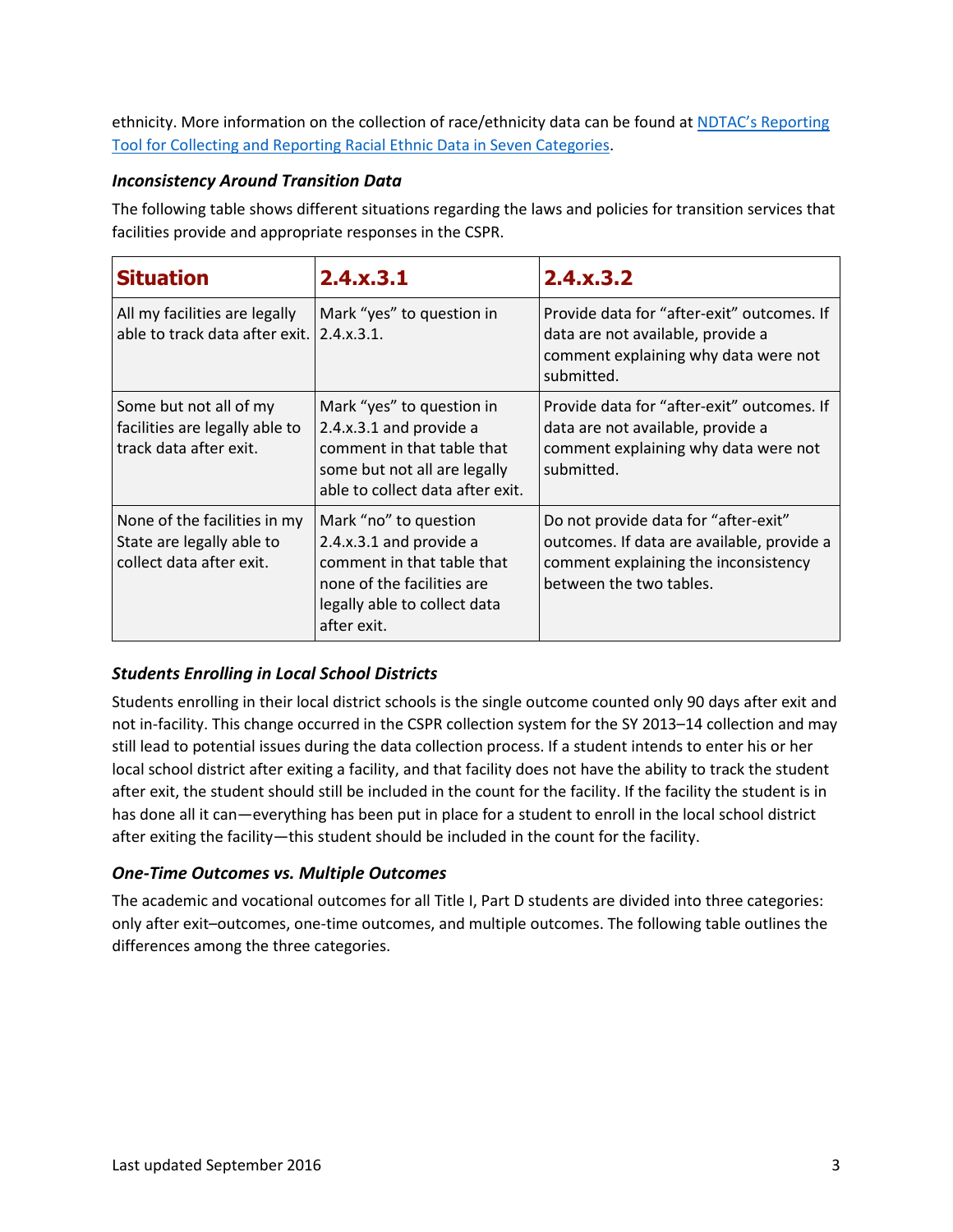ethnicity. More information on the collection of race/ethnicity data can be found at [NDTAC's Reporting Tool for Collecting and Reporting Racial Ethnic Data in Seven Categories].

### *Inconsistency Around Transition Data*

The following table shows different situations regarding the laws and policies for transition services that facilities provide and appropriate responses in the CSPR.

| Situation | 2.4.x.3.1 | 2.4.x.3.2 |
|---|---|---|
| All my facilities are legally able to track data after exit. | Mark "yes" to question in 2.4.x.3.1. | Provide data for "after-exit" outcomes. If data are not available, provide a comment explaining why data were not submitted. |
| Some but not all of my facilities are legally able to track data after exit. | Mark "yes" to question in 2.4.x.3.1 and provide a comment in that table that some but not all are legally able to collect data after exit. | Provide data for "after-exit" outcomes. If data are not available, provide a comment explaining why data were not submitted. |
| None of the facilities in my State are legally able to collect data after exit. | Mark "no" to question 2.4.x.3.1 and provide a comment in that table that none of the facilities are legally able to collect data after exit. | Do not provide data for "after-exit" outcomes. If data are available, provide a comment explaining the inconsistency between the two tables. |

### *Students Enrolling in Local School Districts*

Students enrolling in their local district schools is the single outcome counted only 90 days after exit and not in-facility. This change occurred in the CSPR collection system for the SY 2013–14 collection and may still lead to potential issues during the data collection process. If a student intends to enter his or her local school district after exiting a facility, and that facility does not have the ability to track the student after exit, the student should still be included in the count for the facility. If the facility the student is in has done all it can—everything has been put in place for a student to enroll in the local school district after exiting the facility—this student should be included in the count for the facility.

### *One-Time Outcomes vs. Multiple Outcomes*

The academic and vocational outcomes for all Title I, Part D students are divided into three categories: only after exit–outcomes, one-time outcomes, and multiple outcomes. The following table outlines the differences among the three categories.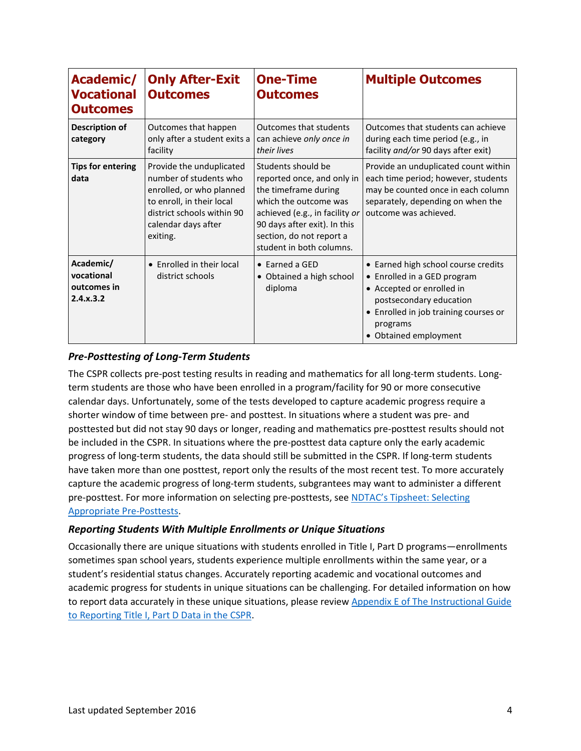| Academic/ Vocational Outcomes | Only After-Exit Outcomes | One-Time Outcomes | Multiple Outcomes |
|---|---|---|---|
| **Description of category** | Outcomes that happen only after a student exits a facility | Outcomes that students can achieve *only once in their lives* | Outcomes that students can achieve during each time period (e.g., in facility *and/or* 90 days after exit) |
| **Tips for entering data** | Provide the unduplicated number of students who enrolled, or who planned to enroll, in their local district schools within 90 calendar days after exiting. | Students should be reported once, and only in the timeframe during which the outcome was achieved (e.g., in facility *or* 90 days after exit). In this section, do not report a student in both columns. | Provide an unduplicated count within each time period; however, students may be counted once in each column separately, depending on when the outcome was achieved. |
| **Academic/ vocational outcomes in 2.4.x.3.2** | • Enrolled in their local district schools | • Earned a GED<br>• Obtained a high school diploma | • Earned high school course credits<br>• Enrolled in a GED program<br>• Accepted or enrolled in postsecondary education<br>• Enrolled in job training courses or programs<br>• Obtained employment |

### *Pre-Posttesting of Long-Term Students*

The CSPR collects pre-post testing results in reading and mathematics for all long-term students. Long-term students are those who have been enrolled in a program/facility for 90 or more consecutive calendar days. Unfortunately, some of the tests developed to capture academic progress require a shorter window of time between pre- and posttest. In situations where a student was pre- and posttested but did not stay 90 days or longer, reading and mathematics pre-posttest results should not be included in the CSPR. In situations where the pre-posttest data capture only the early academic progress of long-term students, the data should still be submitted in the CSPR. If long-term students have taken more than one posttest, report only the results of the most recent test. To more accurately capture the academic progress of long-term students, subgrantees may want to administer a different pre-posttest. For more information on selecting pre-posttests, see NDTAC's Tipsheet: Selecting Appropriate Pre-Posttests.

### *Reporting Students With Multiple Enrollments or Unique Situations*

Occasionally there are unique situations with students enrolled in Title I, Part D programs—enrollments sometimes span school years, students experience multiple enrollments within the same year, or a student's residential status changes. Accurately reporting academic and vocational outcomes and academic progress for students in unique situations can be challenging. For detailed information on how to report data accurately in these unique situations, please review Appendix E of The Instructional Guide to Reporting Title I, Part D Data in the CSPR.

Last updated September 2016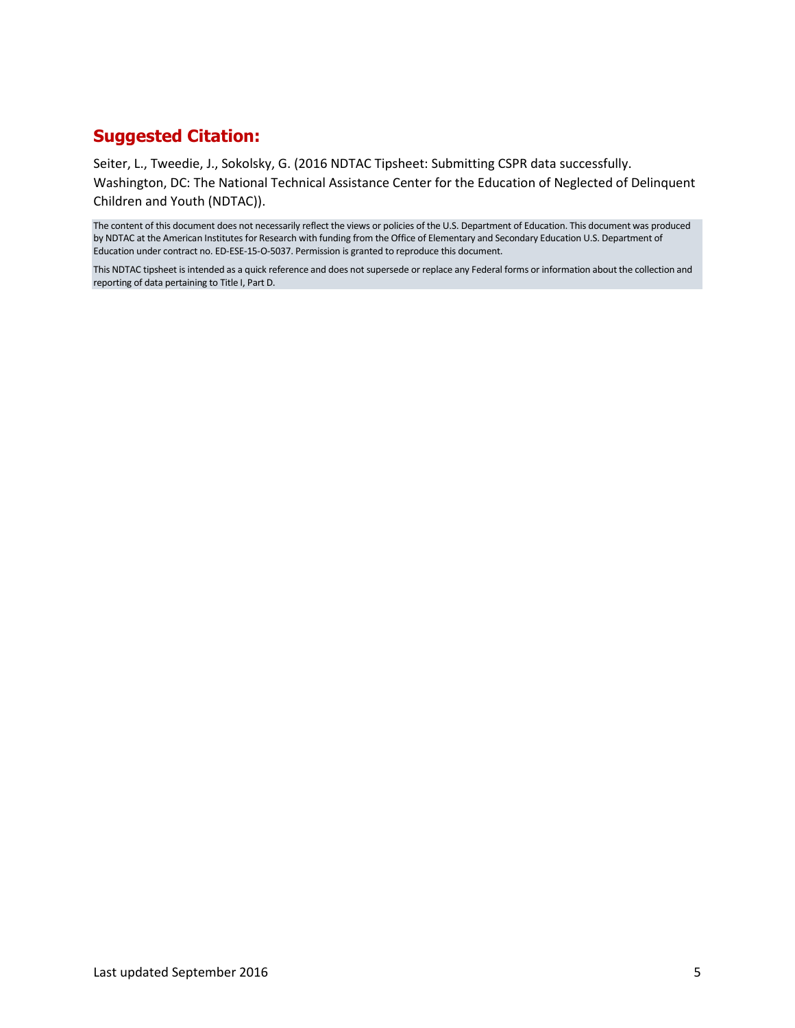## Suggested Citation:

Seiter, L., Tweedie, J., Sokolsky, G. (2016 NDTAC Tipsheet: Submitting CSPR data successfully. Washington, DC: The National Technical Assistance Center for the Education of Neglected of Delinquent Children and Youth (NDTAC)).

The content of this document does not necessarily reflect the views or policies of the U.S. Department of Education. This document was produced by NDTAC at the American Institutes for Research with funding from the Office of Elementary and Secondary Education U.S. Department of Education under contract no. ED-ESE-15-O-5037. Permission is granted to reproduce this document.

This NDTAC tipsheet is intended as a quick reference and does not supersede or replace any Federal forms or information about the collection and reporting of data pertaining to Title I, Part D.

Last updated September 2016